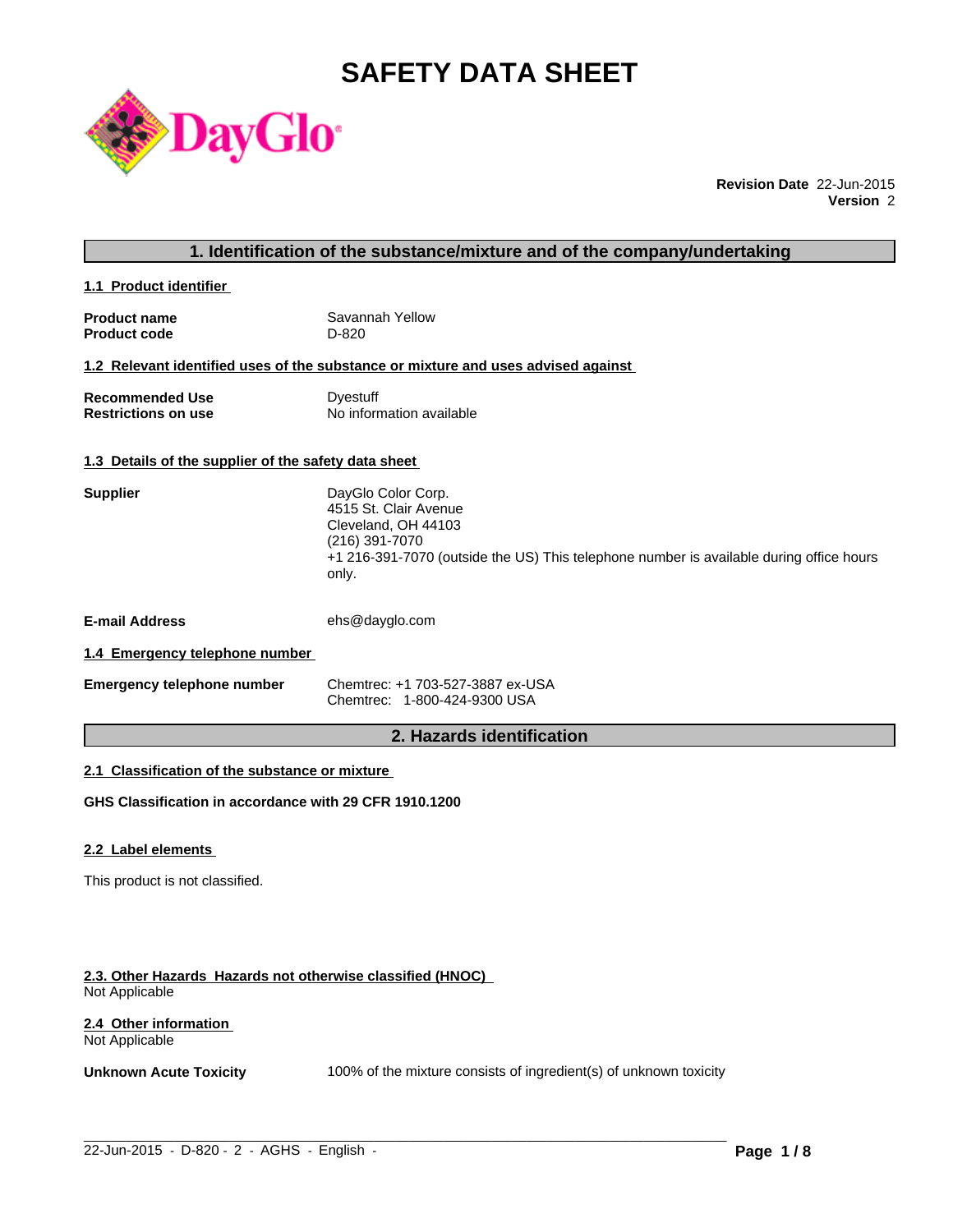# SAFETY DATA SHEET

**Revision Date** 22-Jun-2015
**Version** 2

## 1. Identification of the substance/mixture and of the company/undertaking

### 1.1 Product identifier

| | |
|---|---|
| **Product name** | Savannah Yellow |
| **Product code** | D-820 |

### 1.2 Relevant identified uses of the substance or mixture and uses advised against

| | |
|---|---|
| **Recommended Use** | Dyestuff |
| **Restrictions on use** | No information available |

### 1.3 Details of the supplier of the safety data sheet

**Supplier**

DayGlo Color Corp.
4515 St. Clair Avenue
Cleveland, OH 44103
(216) 391-7070
+1 216-391-7070 (outside the US) This telephone number is available during office hours only.

**E-mail Address** ehs@dayglo.com

### 1.4 Emergency telephone number

**Emergency telephone number**

Chemtrec: +1 703-527-3887 ex-USA
Chemtrec: 1-800-424-9300 USA

## 2. Hazards identification

### 2.1 Classification of the substance or mixture

**GHS Classification in accordance with 29 CFR 1910.1200**

### 2.2 Label elements

This product is not classified.

### 2.3. Other Hazards Hazards not otherwise classified (HNOC)

Not Applicable

### 2.4 Other information

Not Applicable

**Unknown Acute Toxicity** 100% of the mixture consists of ingredient(s) of unknown toxicity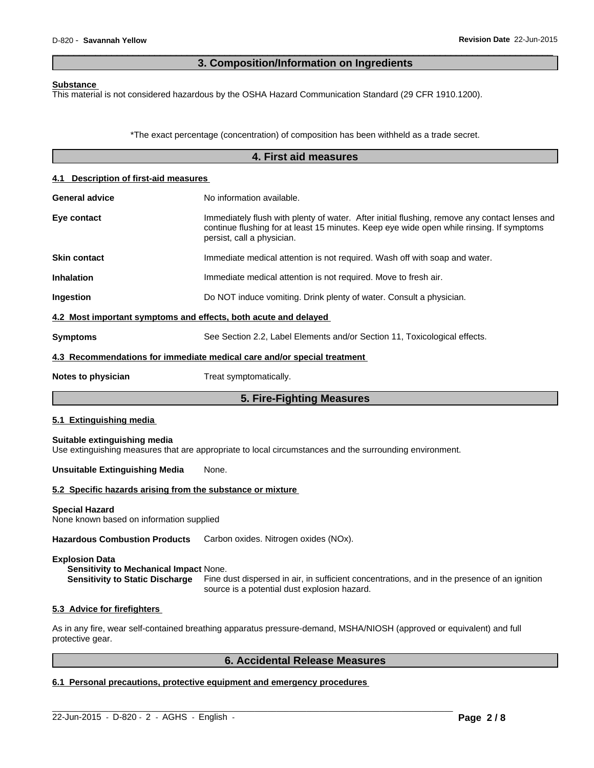## 3. Composition/Information on Ingredients

**Substance**
This material is not considered hazardous by the OSHA Hazard Communication Standard (29 CFR 1910.1200).

*The exact percentage (concentration) of composition has been withheld as a trade secret.

## 4. First aid measures

### 4.1 Description of first-aid measures

**General advice** No information available.

**Eye contact** Immediately flush with plenty of water. After initial flushing, remove any contact lenses and continue flushing for at least 15 minutes. Keep eye wide open while rinsing. If symptoms persist, call a physician.

**Skin contact** Immediate medical attention is not required. Wash off with soap and water.

**Inhalation** Immediate medical attention is not required. Move to fresh air.

**Ingestion** Do NOT induce vomiting. Drink plenty of water. Consult a physician.

### 4.2 Most important symptoms and effects, both acute and delayed

**Symptoms** See Section 2.2, Label Elements and/or Section 11, Toxicological effects.

### 4.3 Recommendations for immediate medical care and/or special treatment

**Notes to physician** Treat symptomatically.

## 5. Fire-Fighting Measures

### 5.1 Extinguishing media

**Suitable extinguishing media**
Use extinguishing measures that are appropriate to local circumstances and the surrounding environment.

**Unsuitable Extinguishing Media** None.

### 5.2 Specific hazards arising from the substance or mixture

**Special Hazard**
None known based on information supplied

**Hazardous Combustion Products** Carbon oxides. Nitrogen oxides (NOx).

**Explosion Data**
**Sensitivity to Mechanical Impact** None.
**Sensitivity to Static Discharge** Fine dust dispersed in air, in sufficient concentrations, and in the presence of an ignition source is a potential dust explosion hazard.

### 5.3 Advice for firefighters

As in any fire, wear self-contained breathing apparatus pressure-demand, MSHA/NIOSH (approved or equivalent) and full protective gear.

## 6. Accidental Release Measures

### 6.1 Personal precautions, protective equipment and emergency procedures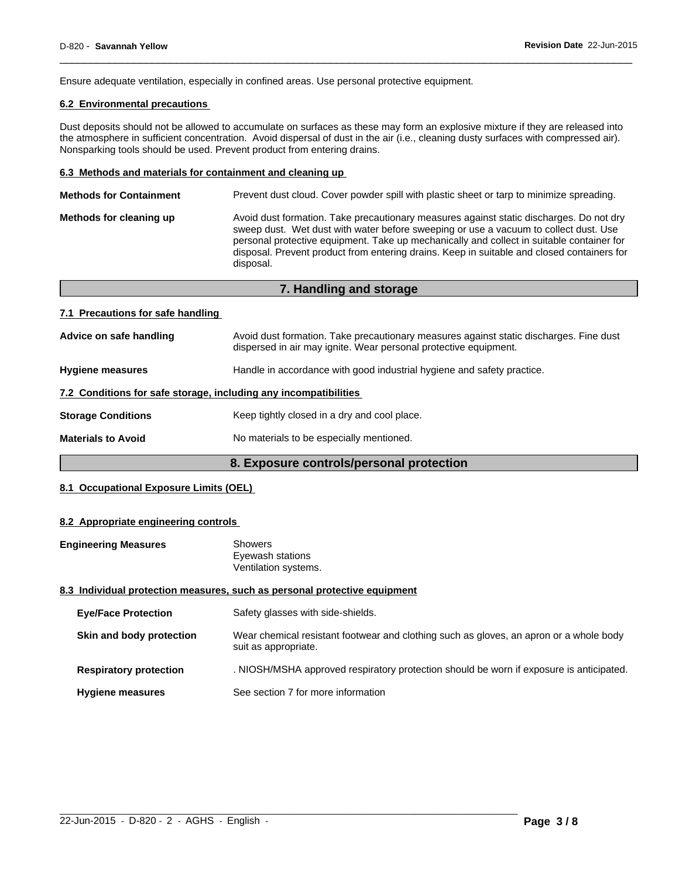Ensure adequate ventilation, especially in confined areas. Use personal protective equipment.

### 6.2 Environmental precautions

Dust deposits should not be allowed to accumulate on surfaces as these may form an explosive mixture if they are released into the atmosphere in sufficient concentration. Avoid dispersal of dust in the air (i.e., cleaning dusty surfaces with compressed air). Nonsparking tools should be used. Prevent product from entering drains.

### 6.3 Methods and materials for containment and cleaning up

**Methods for Containment** Prevent dust cloud. Cover powder spill with plastic sheet or tarp to minimize spreading.

**Methods for cleaning up** Avoid dust formation. Take precautionary measures against static discharges. Do not dry sweep dust. Wet dust with water before sweeping or use a vacuum to collect dust. Use personal protective equipment. Take up mechanically and collect in suitable container for disposal. Prevent product from entering drains. Keep in suitable and closed containers for disposal.

## 7. Handling and storage

### 7.1 Precautions for safe handling

**Advice on safe handling** Avoid dust formation. Take precautionary measures against static discharges. Fine dust dispersed in air may ignite. Wear personal protective equipment.

**Hygiene measures** Handle in accordance with good industrial hygiene and safety practice.

### 7.2 Conditions for safe storage, including any incompatibilities

**Storage Conditions** Keep tightly closed in a dry and cool place.

**Materials to Avoid** No materials to be especially mentioned.

## 8. Exposure controls/personal protection

### 8.1 Occupational Exposure Limits (OEL)

### 8.2 Appropriate engineering controls

**Engineering Measures** Showers
Eyewash stations
Ventilation systems.

### 8.3 Individual protection measures, such as personal protective equipment

**Eye/Face Protection** Safety glasses with side-shields.

**Skin and body protection** Wear chemical resistant footwear and clothing such as gloves, an apron or a whole body suit as appropriate.

**Respiratory protection** . NIOSH/MSHA approved respiratory protection should be worn if exposure is anticipated.

**Hygiene measures** See section 7 for more information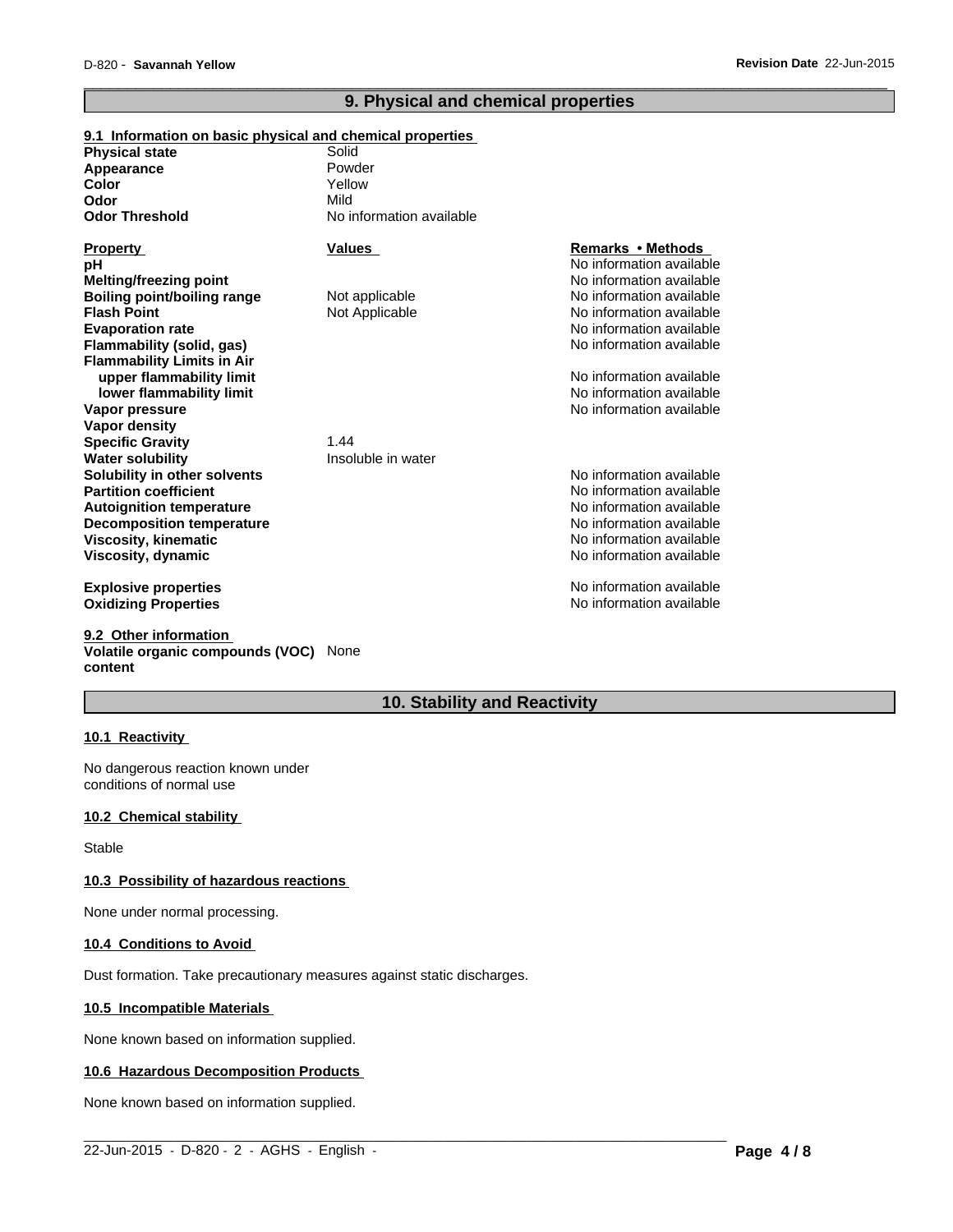## 9. Physical and chemical properties

### 9.1 Information on basic physical and chemical properties

| | |
|---|---|
| **Physical state** | Solid |
| **Appearance** | Powder |
| **Color** | Yellow |
| **Odor** | Mild |
| **Odor Threshold** | No information available |

| Property | Values | Remarks • Methods |
|---|---|---|
| **pH** | | No information available |
| **Melting/freezing point** | | No information available |
| **Boiling point/boiling range** | Not applicable | No information available |
| **Flash Point** | Not Applicable | No information available |
| **Evaporation rate** | | No information available |
| **Flammability (solid, gas)** | | No information available |
| **Flammability Limits in Air** | | |
| **upper flammability limit** | | No information available |
| **lower flammability limit** | | No information available |
| **Vapor pressure** | | No information available |
| **Vapor density** | | |
| **Specific Gravity** | 1.44 | |
| **Water solubility** | Insoluble in water | |
| **Solubility in other solvents** | | No information available |
| **Partition coefficient** | | No information available |
| **Autoignition temperature** | | No information available |
| **Decomposition temperature** | | No information available |
| **Viscosity, kinematic** | | No information available |
| **Viscosity, dynamic** | | No information available |
| **Explosive properties** | | No information available |
| **Oxidizing Properties** | | No information available |

### 9.2 Other information

**Volatile organic compounds (VOC) content** None

## 10. Stability and Reactivity

### 10.1 Reactivity

No dangerous reaction known under conditions of normal use

### 10.2 Chemical stability

Stable

### 10.3 Possibility of hazardous reactions

None under normal processing.

### 10.4 Conditions to Avoid

Dust formation. Take precautionary measures against static discharges.

### 10.5 Incompatible Materials

None known based on information supplied.

### 10.6 Hazardous Decomposition Products

None known based on information supplied.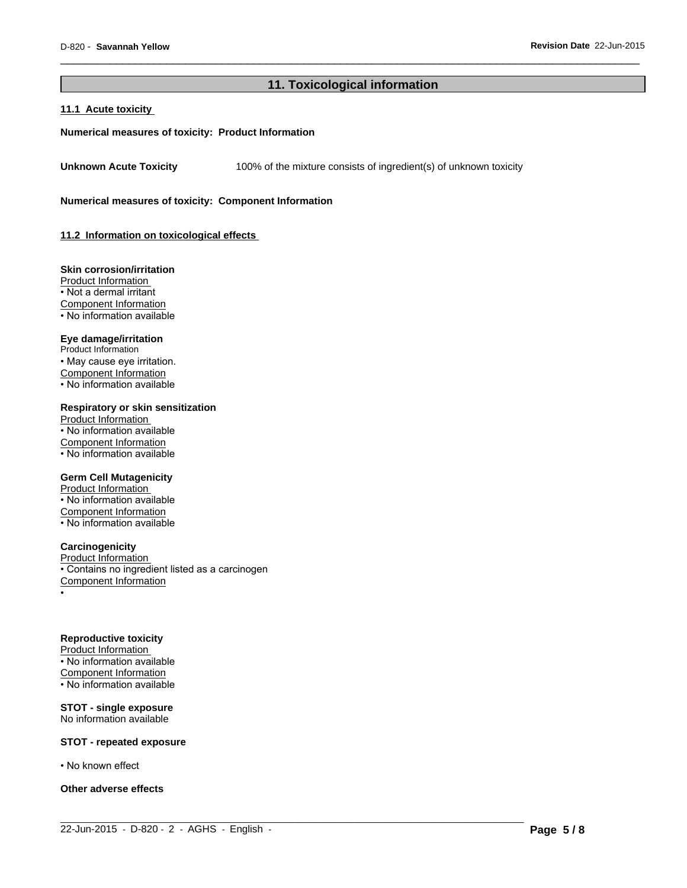## 11. Toxicological information

### 11.1 Acute toxicity

**Numerical measures of toxicity: Product Information**

**Unknown Acute Toxicity** 100% of the mixture consists of ingredient(s) of unknown toxicity

**Numerical measures of toxicity: Component Information**

### 11.2 Information on toxicological effects

**Skin corrosion/irritation**
Product Information
• Not a dermal irritant
Component Information
• No information available

**Eye damage/irritation**
Product Information
• May cause eye irritation.
Component Information
• No information available

**Respiratory or skin sensitization**
Product Information
• No information available
Component Information
• No information available

**Germ Cell Mutagenicity**
Product Information
• No information available
Component Information
• No information available

**Carcinogenicity**
Product Information
• Contains no ingredient listed as a carcinogen
Component Information
•

**Reproductive toxicity**
Product Information
• No information available
Component Information
• No information available

**STOT - single exposure**
No information available

**STOT - repeated exposure**

• No known effect

**Other adverse effects**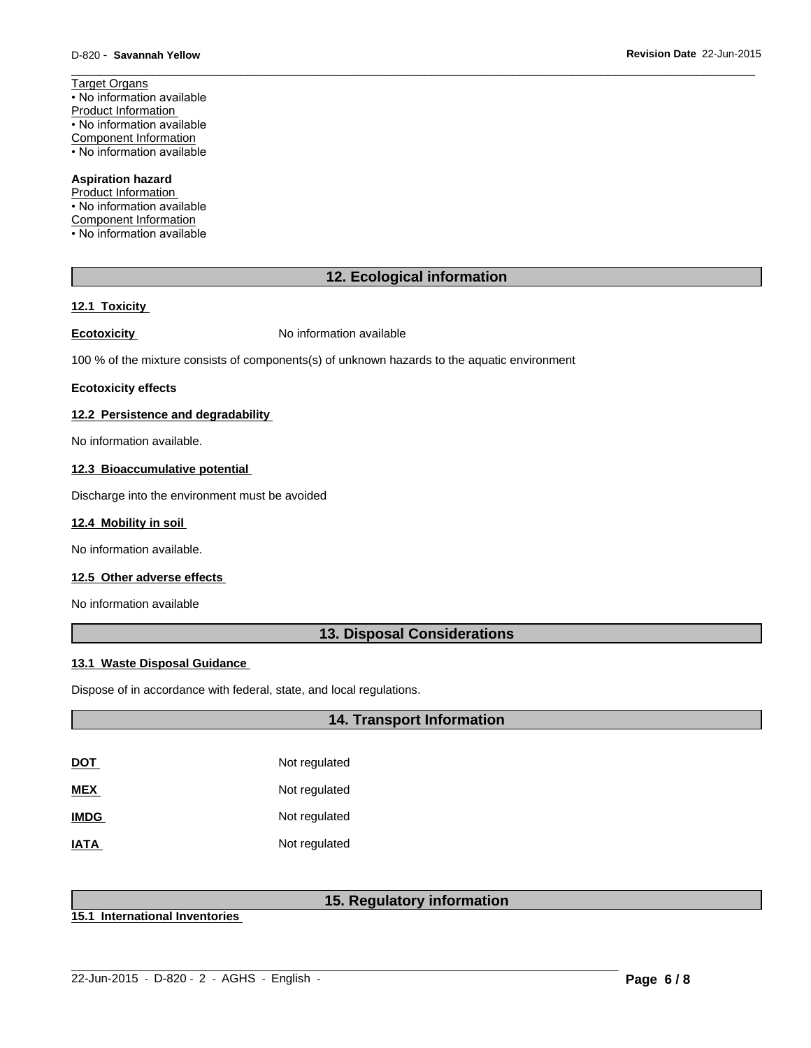Target Organs

• No information available

Product Information

• No information available

Component Information

• No information available

**Aspiration hazard**

Product Information

• No information available

Component Information

• No information available

## 12. Ecological information

### 12.1 Toxicity

**Ecotoxicity** No information available

100 % of the mixture consists of components(s) of unknown hazards to the aquatic environment

**Ecotoxicity effects**

### 12.2 Persistence and degradability

No information available.

### 12.3 Bioaccumulative potential

Discharge into the environment must be avoided

### 12.4 Mobility in soil

No information available.

### 12.5 Other adverse effects

No information available

## 13. Disposal Considerations

### 13.1 Waste Disposal Guidance

Dispose of in accordance with federal, state, and local regulations.

## 14. Transport Information

| | |
|---|---|
| **DOT** | Not regulated |
| **MEX** | Not regulated |
| **IMDG** | Not regulated |
| **IATA** | Not regulated |

## 15. Regulatory information

### 15.1 International Inventories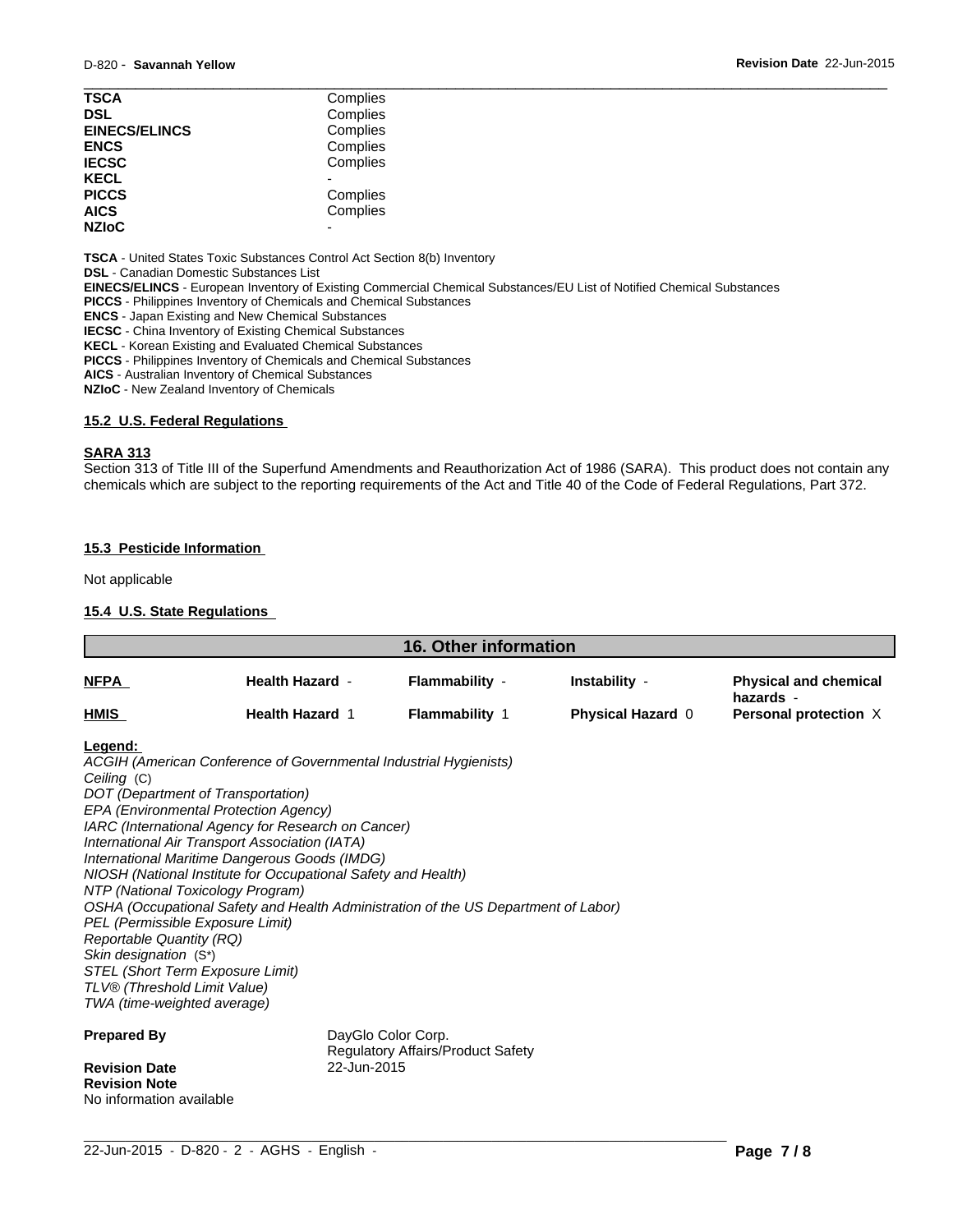| | |
|---|---|
| **TSCA** | Complies |
| **DSL** | Complies |
| **EINECS/ELINCS** | Complies |
| **ENCS** | Complies |
| **IECSC** | Complies |
| **KECL** | - |
| **PICCS** | Complies |
| **AICS** | Complies |
| **NZIoC** | - |

**TSCA** - United States Toxic Substances Control Act Section 8(b) Inventory
**DSL** - Canadian Domestic Substances List
**EINECS/ELINCS** - European Inventory of Existing Commercial Chemical Substances/EU List of Notified Chemical Substances
**PICCS** - Philippines Inventory of Chemicals and Chemical Substances
**ENCS** - Japan Existing and New Chemical Substances
**IECSC** - China Inventory of Existing Chemical Substances
**KECL** - Korean Existing and Evaluated Chemical Substances
**PICCS** - Philippines Inventory of Chemicals and Chemical Substances
**AICS** - Australian Inventory of Chemical Substances
**NZIoC** - New Zealand Inventory of Chemicals

### 15.2 U.S. Federal Regulations

**SARA 313**
Section 313 of Title III of the Superfund Amendments and Reauthorization Act of 1986 (SARA). This product does not contain any chemicals which are subject to the reporting requirements of the Act and Title 40 of the Code of Federal Regulations, Part 372.

### 15.3 Pesticide Information

Not applicable

### 15.4 U.S. State Regulations

## 16. Other information

| | | | | |
|---|---|---|---|---|
| **NFPA** | **Health Hazard** - | **Flammability** - | **Instability** - | **Physical and chemical hazards** - |
| **HMIS** | **Health Hazard** 1 | **Flammability** 1 | **Physical Hazard** 0 | **Personal protection** X |

**Legend:**
*ACGIH (American Conference of Governmental Industrial Hygienists)*
*Ceiling* (C)
*DOT (Department of Transportation)*
*EPA (Environmental Protection Agency)*
*IARC (International Agency for Research on Cancer)*
*International Air Transport Association (IATA)*
*International Maritime Dangerous Goods (IMDG)*
*NIOSH (National Institute for Occupational Safety and Health)*
*NTP (National Toxicology Program)*
*OSHA (Occupational Safety and Health Administration of the US Department of Labor)*
*PEL (Permissible Exposure Limit)*
*Reportable Quantity (RQ)*
*Skin designation* (S*)
*STEL (Short Term Exposure Limit)*
*TLV® (Threshold Limit Value)*
*TWA (time-weighted average)*

**Prepared By** DayGlo Color Corp.
Regulatory Affairs/Product Safety

**Revision Date** 22-Jun-2015

**Revision Note**
No information available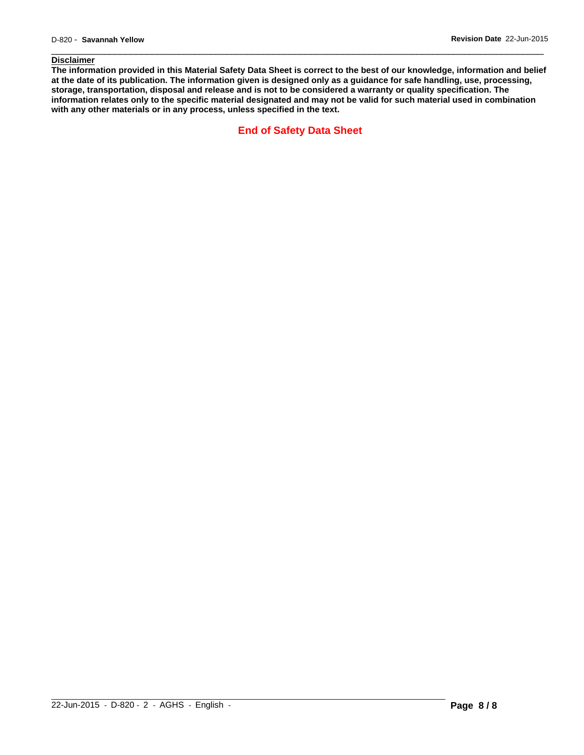## Disclaimer

**The information provided in this Material Safety Data Sheet is correct to the best of our knowledge, information and belief at the date of its publication. The information given is designed only as a guidance for safe handling, use, processing, storage, transportation, disposal and release and is not to be considered a warranty or quality specification. The information relates only to the specific material designated and may not be valid for such material used in combination with any other materials or in any process, unless specified in the text.**

**End of Safety Data Sheet**